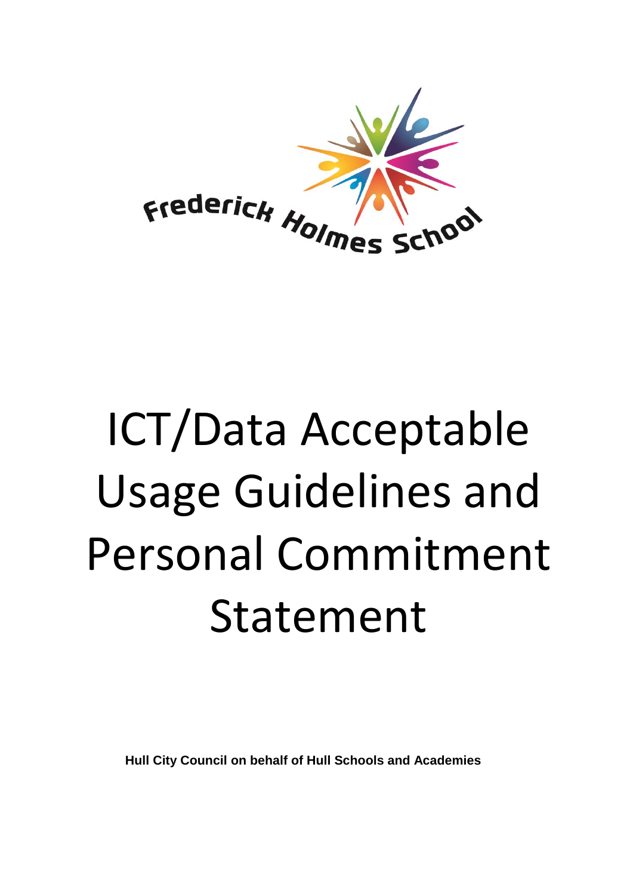Frederick Holmes School

# ICT/Data Acceptable Usage Guidelines and Personal Commitment Statement

**Hull City Council on behalf of Hull Schools and Academies**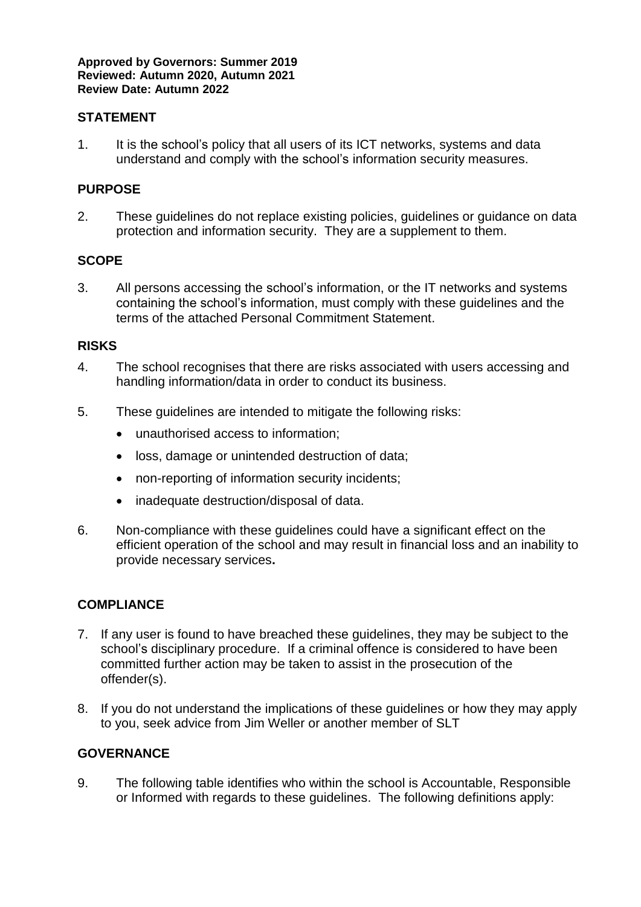**Approved by Governors: Summer 2019**
**Reviewed: Autumn 2020, Autumn 2021**
**Review Date: Autumn 2022**

## STATEMENT

1. It is the school's policy that all users of its ICT networks, systems and data understand and comply with the school's information security measures.

## PURPOSE

2. These guidelines do not replace existing policies, guidelines or guidance on data protection and information security. They are a supplement to them.

## SCOPE

3. All persons accessing the school's information, or the IT networks and systems containing the school's information, must comply with these guidelines and the terms of the attached Personal Commitment Statement.

## RISKS

4. The school recognises that there are risks associated with users accessing and handling information/data in order to conduct its business.

5. These guidelines are intended to mitigate the following risks:
   - unauthorised access to information;
   - loss, damage or unintended destruction of data;
   - non-reporting of information security incidents;
   - inadequate destruction/disposal of data.

6. Non-compliance with these guidelines could have a significant effect on the efficient operation of the school and may result in financial loss and an inability to provide necessary services**.**

## COMPLIANCE

7. If any user is found to have breached these guidelines, they may be subject to the school's disciplinary procedure. If a criminal offence is considered to have been committed further action may be taken to assist in the prosecution of the offender(s).

8. If you do not understand the implications of these guidelines or how they may apply to you, seek advice from Jim Weller or another member of SLT

## GOVERNANCE

9. The following table identifies who within the school is Accountable, Responsible or Informed with regards to these guidelines. The following definitions apply: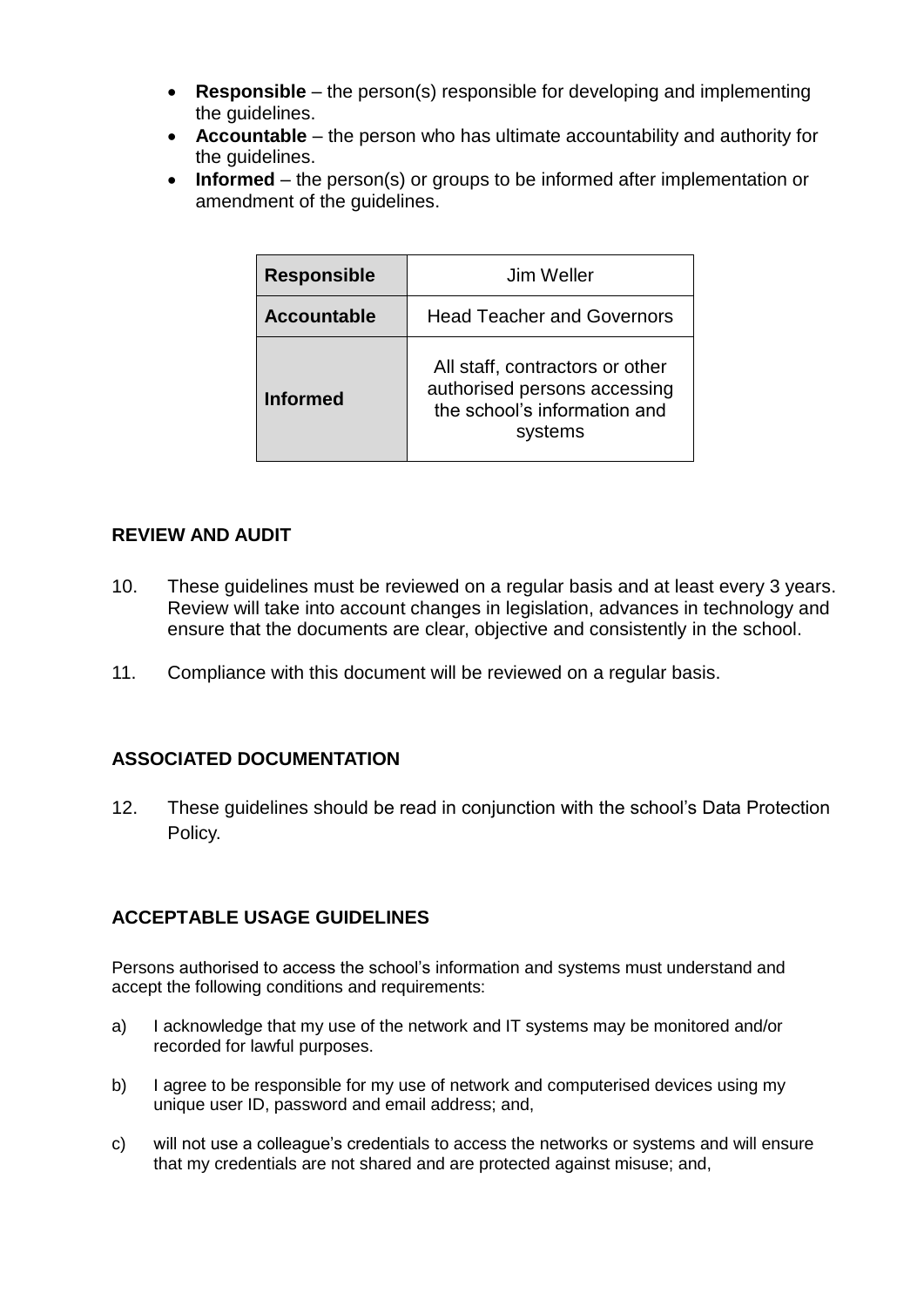- **Responsible** – the person(s) responsible for developing and implementing the guidelines.
- **Accountable** – the person who has ultimate accountability and authority for the guidelines.
- **Informed** – the person(s) or groups to be informed after implementation or amendment of the guidelines.

| | |
|---|---|
| **Responsible** | Jim Weller |
| **Accountable** | Head Teacher and Governors |
| **Informed** | All staff, contractors or other authorised persons accessing the school's information and systems |

## REVIEW AND AUDIT

10. These guidelines must be reviewed on a regular basis and at least every 3 years. Review will take into account changes in legislation, advances in technology and ensure that the documents are clear, objective and consistently in the school.

11. Compliance with this document will be reviewed on a regular basis.

## ASSOCIATED DOCUMENTATION

12. These guidelines should be read in conjunction with the school's Data Protection Policy.

## ACCEPTABLE USAGE GUIDELINES

Persons authorised to access the school's information and systems must understand and accept the following conditions and requirements:

a) I acknowledge that my use of the network and IT systems may be monitored and/or recorded for lawful purposes.

b) I agree to be responsible for my use of network and computerised devices using my unique user ID, password and email address; and,

c) will not use a colleague's credentials to access the networks or systems and will ensure that my credentials are not shared and are protected against misuse; and,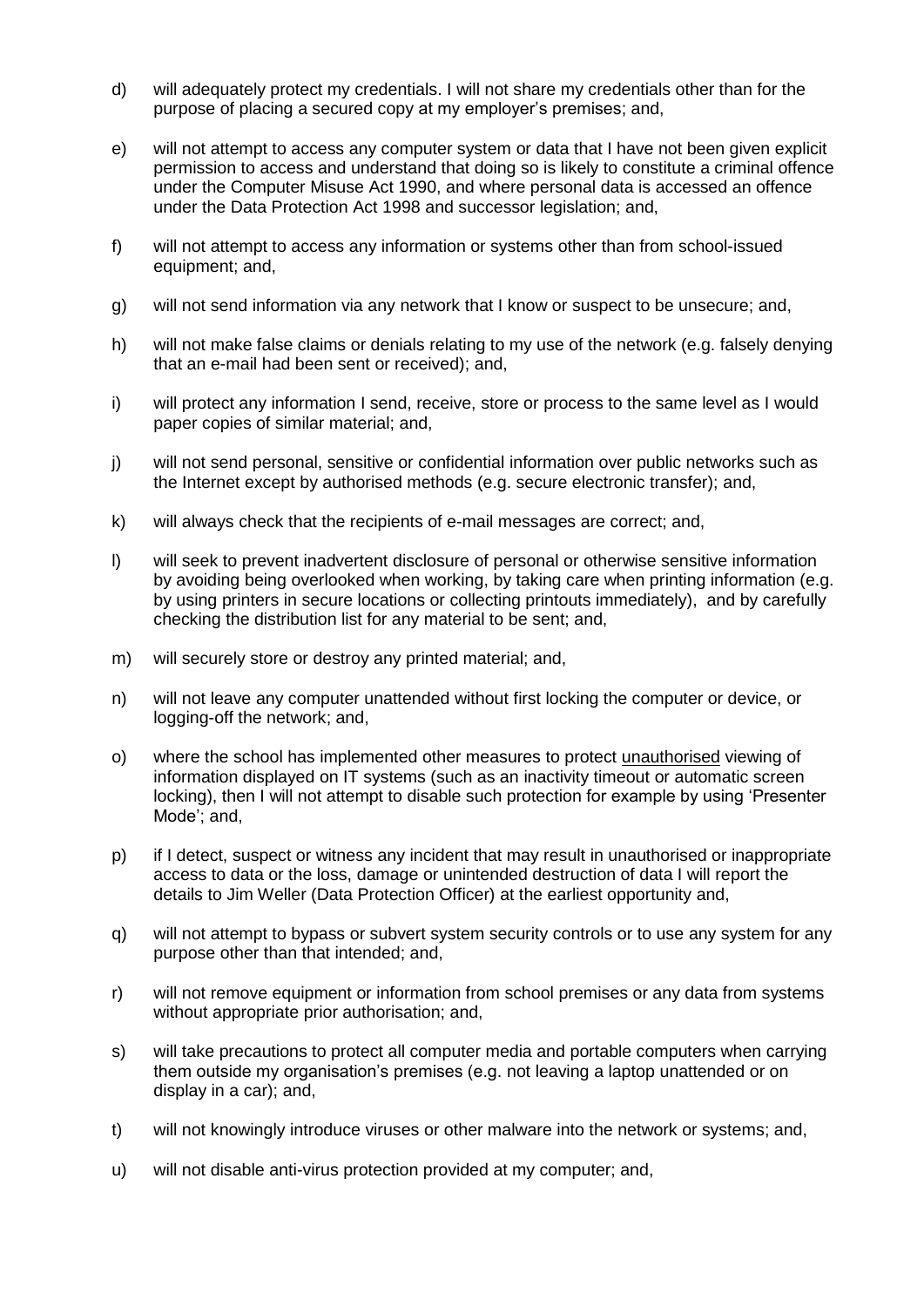d) will adequately protect my credentials. I will not share my credentials other than for the purpose of placing a secured copy at my employer's premises; and,

e) will not attempt to access any computer system or data that I have not been given explicit permission to access and understand that doing so is likely to constitute a criminal offence under the Computer Misuse Act 1990, and where personal data is accessed an offence under the Data Protection Act 1998 and successor legislation; and,

f) will not attempt to access any information or systems other than from school-issued equipment; and,

g) will not send information via any network that I know or suspect to be unsecure; and,

h) will not make false claims or denials relating to my use of the network (e.g. falsely denying that an e-mail had been sent or received); and,

i) will protect any information I send, receive, store or process to the same level as I would paper copies of similar material; and,

j) will not send personal, sensitive or confidential information over public networks such as the Internet except by authorised methods (e.g. secure electronic transfer); and,

k) will always check that the recipients of e-mail messages are correct; and,

l) will seek to prevent inadvertent disclosure of personal or otherwise sensitive information by avoiding being overlooked when working, by taking care when printing information (e.g. by using printers in secure locations or collecting printouts immediately), and by carefully checking the distribution list for any material to be sent; and,

m) will securely store or destroy any printed material; and,

n) will not leave any computer unattended without first locking the computer or device, or logging-off the network; and,

o) where the school has implemented other measures to protect <u>unauthorised</u> viewing of information displayed on IT systems (such as an inactivity timeout or automatic screen locking), then I will not attempt to disable such protection for example by using 'Presenter Mode'; and,

p) if I detect, suspect or witness any incident that may result in unauthorised or inappropriate access to data or the loss, damage or unintended destruction of data I will report the details to Jim Weller (Data Protection Officer) at the earliest opportunity and,

q) will not attempt to bypass or subvert system security controls or to use any system for any purpose other than that intended; and,

r) will not remove equipment or information from school premises or any data from systems without appropriate prior authorisation; and,

s) will take precautions to protect all computer media and portable computers when carrying them outside my organisation's premises (e.g. not leaving a laptop unattended or on display in a car); and,

t) will not knowingly introduce viruses or other malware into the network or systems; and,

u) will not disable anti-virus protection provided at my computer; and,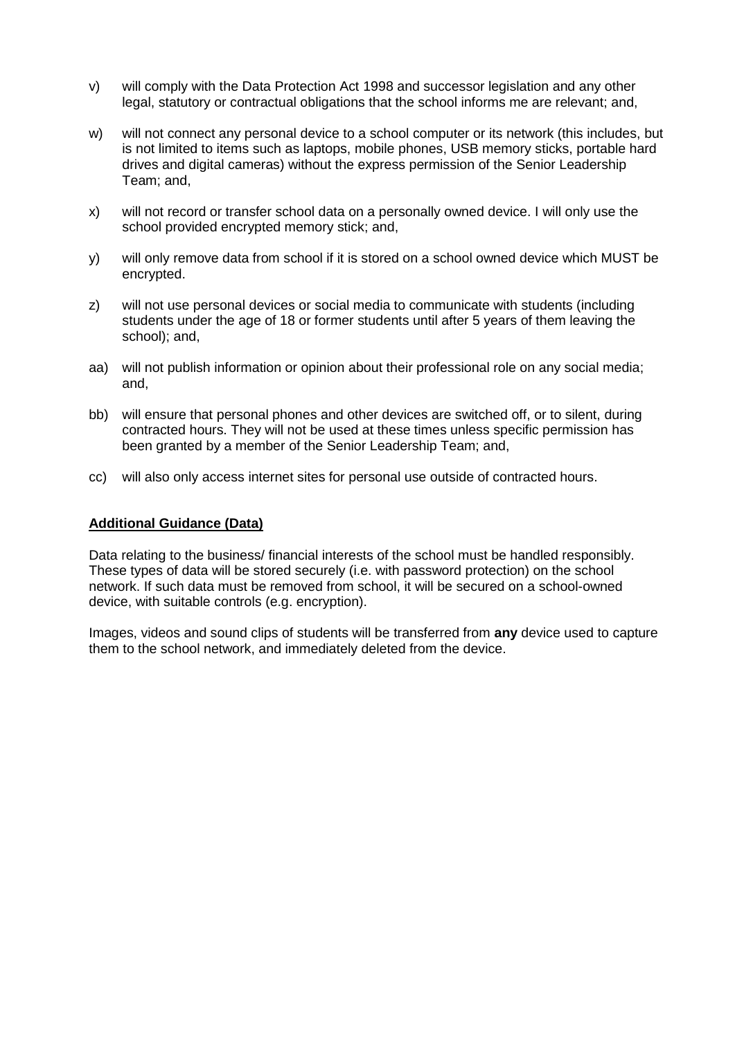v) will comply with the Data Protection Act 1998 and successor legislation and any other legal, statutory or contractual obligations that the school informs me are relevant; and,

w) will not connect any personal device to a school computer or its network (this includes, but is not limited to items such as laptops, mobile phones, USB memory sticks, portable hard drives and digital cameras) without the express permission of the Senior Leadership Team; and,

x) will not record or transfer school data on a personally owned device. I will only use the school provided encrypted memory stick; and,

y) will only remove data from school if it is stored on a school owned device which MUST be encrypted.

z) will not use personal devices or social media to communicate with students (including students under the age of 18 or former students until after 5 years of them leaving the school); and,

aa) will not publish information or opinion about their professional role on any social media; and,

bb) will ensure that personal phones and other devices are switched off, or to silent, during contracted hours. They will not be used at these times unless specific permission has been granted by a member of the Senior Leadership Team; and,

cc) will also only access internet sites for personal use outside of contracted hours.

**Additional Guidance (Data)**

Data relating to the business/ financial interests of the school must be handled responsibly. These types of data will be stored securely (i.e. with password protection) on the school network. If such data must be removed from school, it will be secured on a school-owned device, with suitable controls (e.g. encryption).

Images, videos and sound clips of students will be transferred from **any** device used to capture them to the school network, and immediately deleted from the device.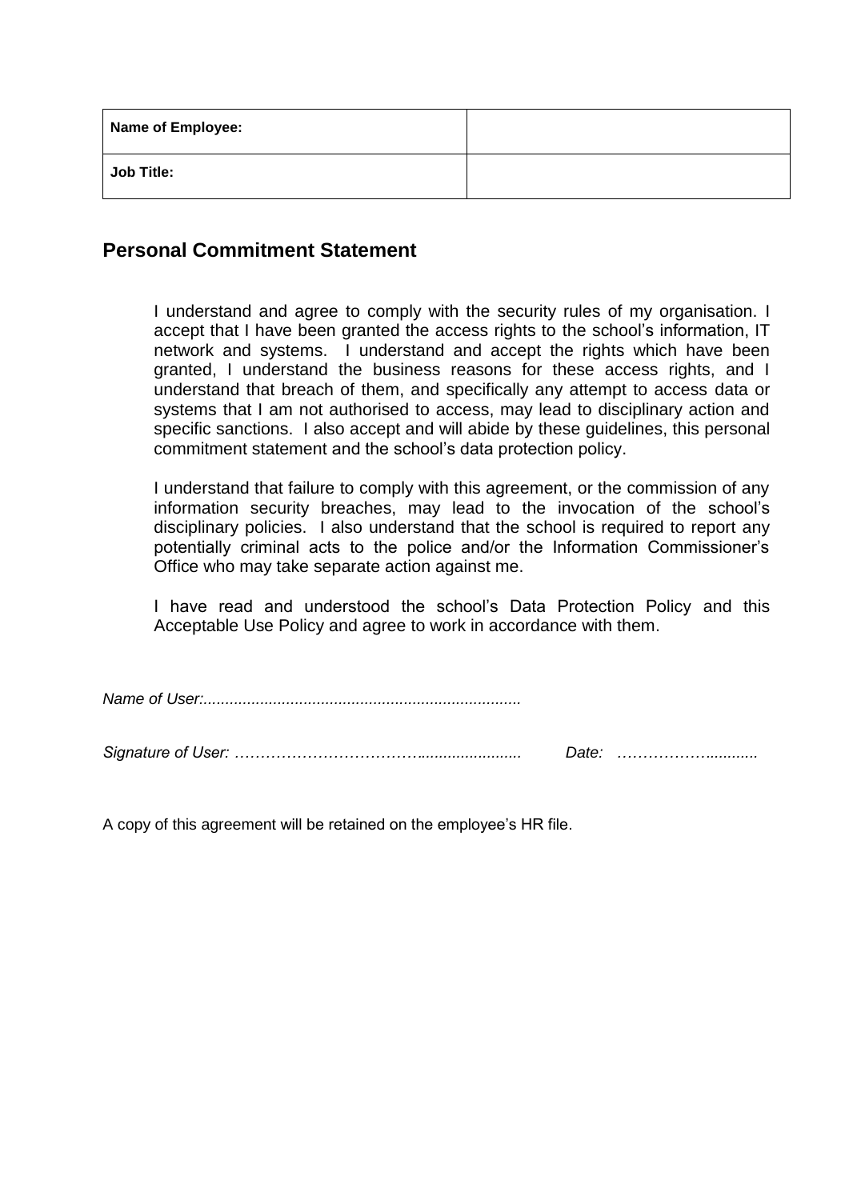| | |
|---|---|
| **Name of Employee:** | |
| **Job Title:** | |

## Personal Commitment Statement

I understand and agree to comply with the security rules of my organisation. I accept that I have been granted the access rights to the school's information, IT network and systems. I understand and accept the rights which have been granted, I understand the business reasons for these access rights, and I understand that breach of them, and specifically any attempt to access data or systems that I am not authorised to access, may lead to disciplinary action and specific sanctions. I also accept and will abide by these guidelines, this personal commitment statement and the school's data protection policy.

I understand that failure to comply with this agreement, or the commission of any information security breaches, may lead to the invocation of the school's disciplinary policies. I also understand that the school is required to report any potentially criminal acts to the police and/or the Information Commissioner's Office who may take separate action against me.

I have read and understood the school's Data Protection Policy and this Acceptable Use Policy and agree to work in accordance with them.

*Name of User:.........................................................................*

*Signature of User: ……………………………........................* *Date: ……………….........*

A copy of this agreement will be retained on the employee's HR file.